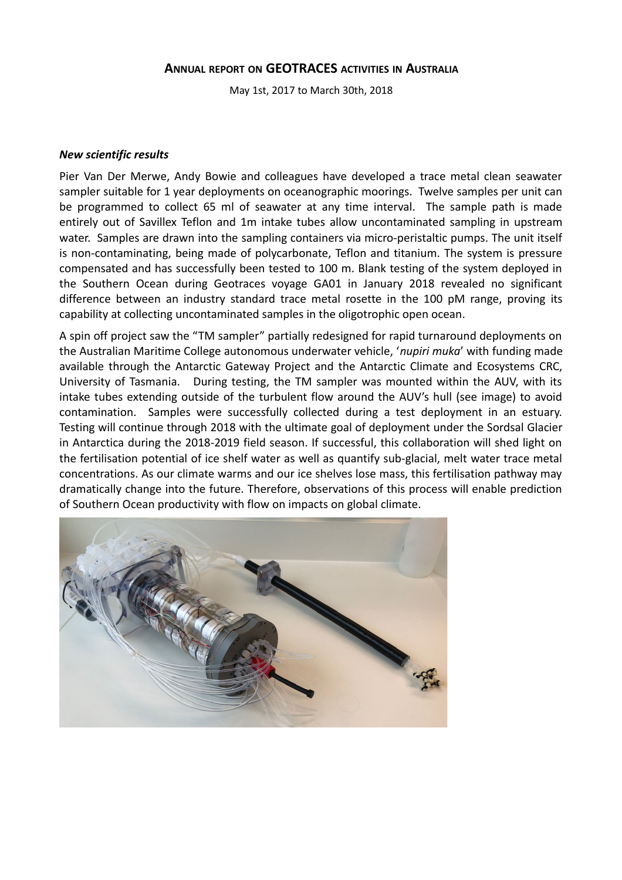# ANNUAL REPORT ON GEOTRACES ACTIVITIES IN AUSTRALIA

May 1st, 2017 to March 30th, 2018

### *New scientific results*

Pier Van Der Merwe, Andy Bowie and colleagues have developed a trace metal clean seawater sampler suitable for 1 year deployments on oceanographic moorings. Twelve samples per unit can be programmed to collect 65 ml of seawater at any time interval. The sample path is made entirely out of Savillex Teflon and 1m intake tubes allow uncontaminated sampling in upstream water. Samples are drawn into the sampling containers via micro-peristaltic pumps. The unit itself is non-contaminating, being made of polycarbonate, Teflon and titanium. The system is pressure compensated and has successfully been tested to 100 m. Blank testing of the system deployed in the Southern Ocean during Geotraces voyage GA01 in January 2018 revealed no significant difference between an industry standard trace metal rosette in the 100 pM range, proving its capability at collecting uncontaminated samples in the oligotrophic open ocean.

A spin off project saw the "TM sampler" partially redesigned for rapid turnaround deployments on the Australian Maritime College autonomous underwater vehicle, '*nupiri muka*' with funding made available through the Antarctic Gateway Project and the Antarctic Climate and Ecosystems CRC, University of Tasmania. During testing, the TM sampler was mounted within the AUV, with its intake tubes extending outside of the turbulent flow around the AUV's hull (see image) to avoid contamination. Samples were successfully collected during a test deployment in an estuary. Testing will continue through 2018 with the ultimate goal of deployment under the Sordsal Glacier in Antarctica during the 2018-2019 field season. If successful, this collaboration will shed light on the fertilisation potential of ice shelf water as well as quantify sub-glacial, melt water trace metal concentrations. As our climate warms and our ice shelves lose mass, this fertilisation pathway may dramatically change into the future. Therefore, observations of this process will enable prediction of Southern Ocean productivity with flow on impacts on global climate.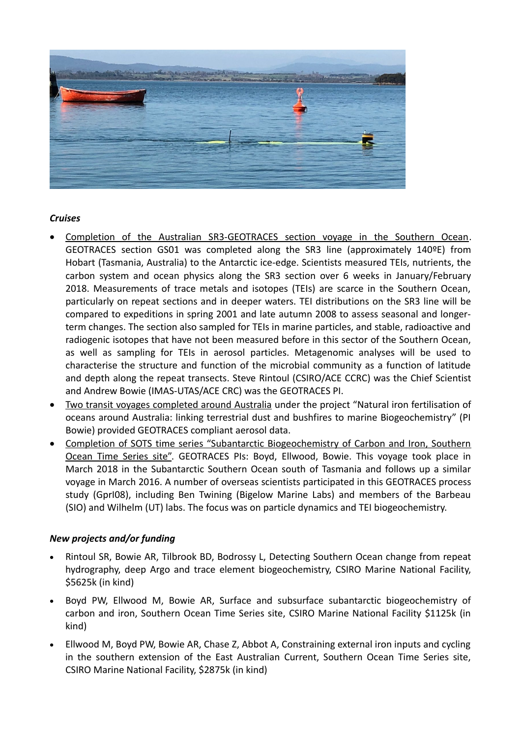### *Cruises*

- Completion of the Australian SR3-GEOTRACES section voyage in the Southern Ocean. GEOTRACES section GS01 was completed along the SR3 line (approximately 140ºE) from Hobart (Tasmania, Australia) to the Antarctic ice-edge. Scientists measured TEIs, nutrients, the carbon system and ocean physics along the SR3 section over 6 weeks in January/February 2018. Measurements of trace metals and isotopes (TEIs) are scarce in the Southern Ocean, particularly on repeat sections and in deeper waters. TEI distributions on the SR3 line will be compared to expeditions in spring 2001 and late autumn 2008 to assess seasonal and longer-term changes. The section also sampled for TEIs in marine particles, and stable, radioactive and radiogenic isotopes that have not been measured before in this sector of the Southern Ocean, as well as sampling for TEIs in aerosol particles. Metagenomic analyses will be used to characterise the structure and function of the microbial community as a function of latitude and depth along the repeat transects. Steve Rintoul (CSIRO/ACE CCRC) was the Chief Scientist and Andrew Bowie (IMAS-UTAS/ACE CRC) was the GEOTRACES PI.
- Two transit voyages completed around Australia under the project "Natural iron fertilisation of oceans around Australia: linking terrestrial dust and bushfires to marine Biogeochemistry" (PI Bowie) provided GEOTRACES compliant aerosol data.
- Completion of SOTS time series "Subantarctic Biogeochemistry of Carbon and Iron, Southern Ocean Time Series site". GEOTRACES PIs: Boyd, Ellwood, Bowie. This voyage took place in March 2018 in the Subantarctic Southern Ocean south of Tasmania and follows up a similar voyage in March 2016. A number of overseas scientists participated in this GEOTRACES process study (GprI08), including Ben Twining (Bigelow Marine Labs) and members of the Barbeau (SIO) and Wilhelm (UT) labs. The focus was on particle dynamics and TEI biogeochemistry.

### *New projects and/or funding*

- Rintoul SR, Bowie AR, Tilbrook BD, Bodrossy L, Detecting Southern Ocean change from repeat hydrography, deep Argo and trace element biogeochemistry, CSIRO Marine National Facility, $5625k (in kind)
- Boyd PW, Ellwood M, Bowie AR, Surface and subsurface subantarctic biogeochemistry of carbon and iron, Southern Ocean Time Series site, CSIRO Marine National Facility $1125k (in kind)
- Ellwood M, Boyd PW, Bowie AR, Chase Z, Abbot A, Constraining external iron inputs and cycling in the southern extension of the East Australian Current, Southern Ocean Time Series site, CSIRO Marine National Facility, $2875k (in kind)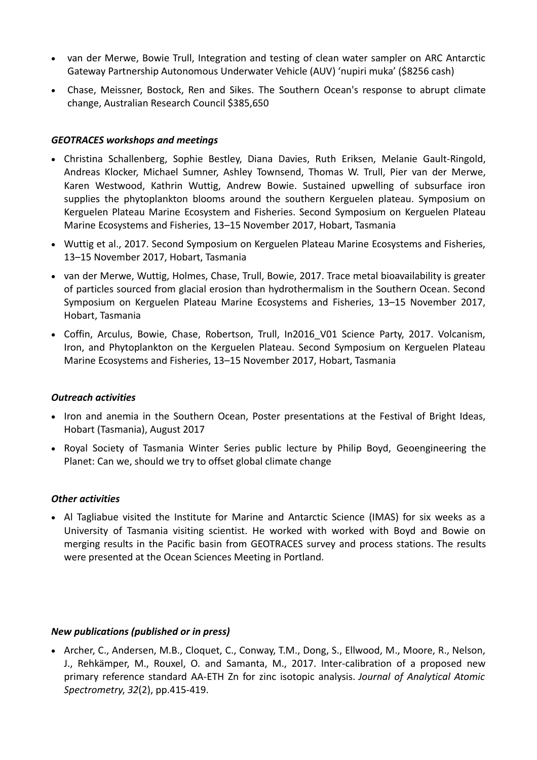- van der Merwe, Bowie Trull, Integration and testing of clean water sampler on ARC Antarctic Gateway Partnership Autonomous Underwater Vehicle (AUV) 'nupiri muka' ($8256 cash)
- Chase, Meissner, Bostock, Ren and Sikes. The Southern Ocean's response to abrupt climate change, Australian Research Council $385,650

### *GEOTRACES workshops and meetings*

- Christina Schallenberg, Sophie Bestley, Diana Davies, Ruth Eriksen, Melanie Gault-Ringold, Andreas Klocker, Michael Sumner, Ashley Townsend, Thomas W. Trull, Pier van der Merwe, Karen Westwood, Kathrin Wuttig, Andrew Bowie. Sustained upwelling of subsurface iron supplies the phytoplankton blooms around the southern Kerguelen plateau. Symposium on Kerguelen Plateau Marine Ecosystem and Fisheries. Second Symposium on Kerguelen Plateau Marine Ecosystems and Fisheries, 13–15 November 2017, Hobart, Tasmania
- Wuttig et al., 2017. Second Symposium on Kerguelen Plateau Marine Ecosystems and Fisheries, 13–15 November 2017, Hobart, Tasmania
- van der Merwe, Wuttig, Holmes, Chase, Trull, Bowie, 2017. Trace metal bioavailability is greater of particles sourced from glacial erosion than hydrothermalism in the Southern Ocean. Second Symposium on Kerguelen Plateau Marine Ecosystems and Fisheries, 13–15 November 2017, Hobart, Tasmania
- Coffin, Arculus, Bowie, Chase, Robertson, Trull, In2016_V01 Science Party, 2017. Volcanism, Iron, and Phytoplankton on the Kerguelen Plateau. Second Symposium on Kerguelen Plateau Marine Ecosystems and Fisheries, 13–15 November 2017, Hobart, Tasmania

### *Outreach activities*

- Iron and anemia in the Southern Ocean, Poster presentations at the Festival of Bright Ideas, Hobart (Tasmania), August 2017
- Royal Society of Tasmania Winter Series public lecture by Philip Boyd, Geoengineering the Planet: Can we, should we try to offset global climate change

### *Other activities*

- Al Tagliabue visited the Institute for Marine and Antarctic Science (IMAS) for six weeks as a University of Tasmania visiting scientist. He worked with worked with Boyd and Bowie on merging results in the Pacific basin from GEOTRACES survey and process stations. The results were presented at the Ocean Sciences Meeting in Portland.

### *New publications (published or in press)*

- Archer, C., Andersen, M.B., Cloquet, C., Conway, T.M., Dong, S., Ellwood, M., Moore, R., Nelson, J., Rehkämper, M., Rouxel, O. and Samanta, M., 2017. Inter-calibration of a proposed new primary reference standard AA-ETH Zn for zinc isotopic analysis. *Journal of Analytical Atomic Spectrometry*, *32*(2), pp.415-419.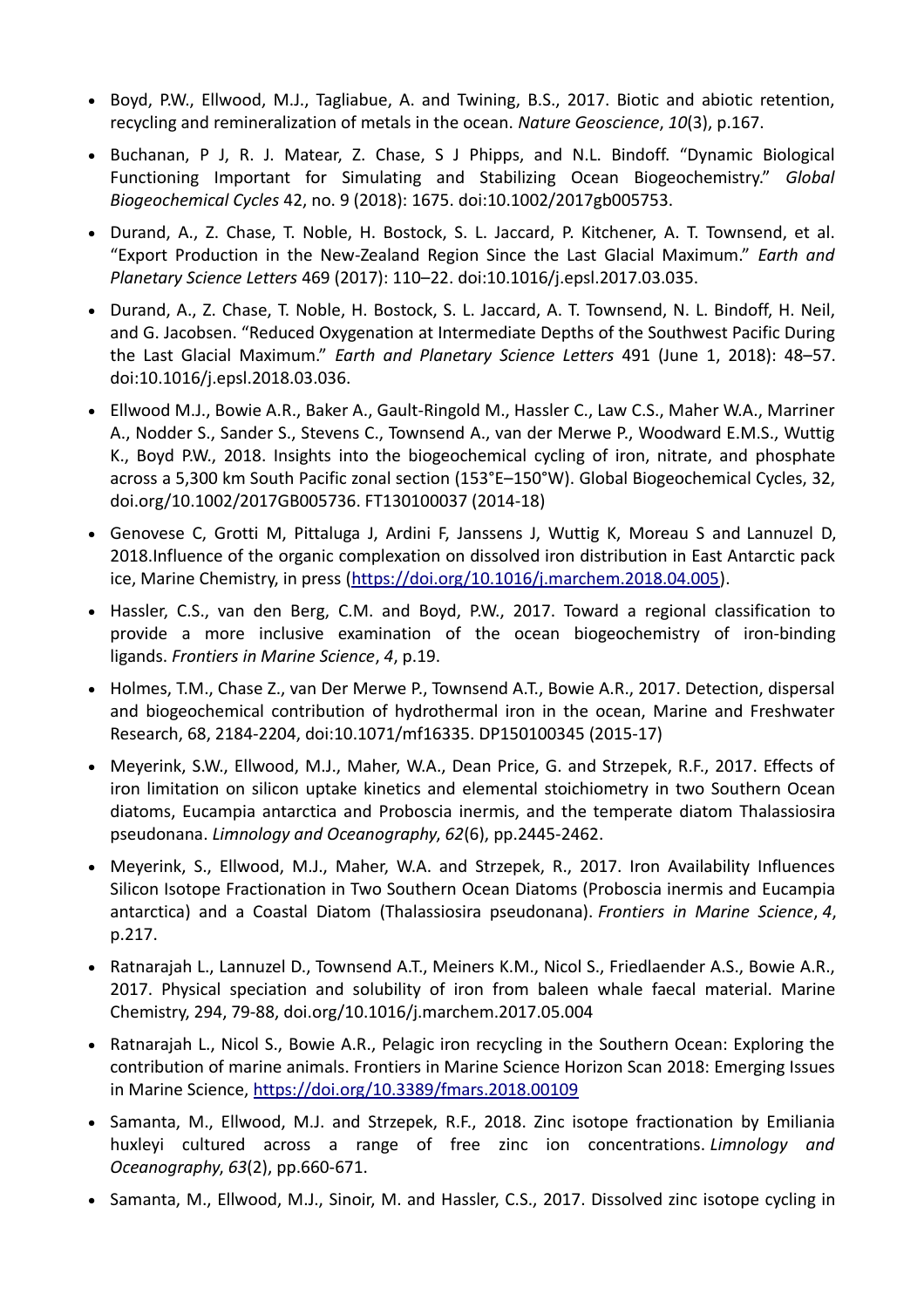- Boyd, P.W., Ellwood, M.J., Tagliabue, A. and Twining, B.S., 2017. Biotic and abiotic retention, recycling and remineralization of metals in the ocean. *Nature Geoscience*, *10*(3), p.167.
- Buchanan, P J, R. J. Matear, Z. Chase, S J Phipps, and N.L. Bindoff. "Dynamic Biological Functioning Important for Simulating and Stabilizing Ocean Biogeochemistry." *Global Biogeochemical Cycles* 42, no. 9 (2018): 1675. doi:10.1002/2017gb005753.
- Durand, A., Z. Chase, T. Noble, H. Bostock, S. L. Jaccard, P. Kitchener, A. T. Townsend, et al. "Export Production in the New-Zealand Region Since the Last Glacial Maximum." *Earth and Planetary Science Letters* 469 (2017): 110–22. doi:10.1016/j.epsl.2017.03.035.
- Durand, A., Z. Chase, T. Noble, H. Bostock, S. L. Jaccard, A. T. Townsend, N. L. Bindoff, H. Neil, and G. Jacobsen. "Reduced Oxygenation at Intermediate Depths of the Southwest Pacific During the Last Glacial Maximum." *Earth and Planetary Science Letters* 491 (June 1, 2018): 48–57. doi:10.1016/j.epsl.2018.03.036.
- Ellwood M.J., Bowie A.R., Baker A., Gault-Ringold M., Hassler C., Law C.S., Maher W.A., Marriner A., Nodder S., Sander S., Stevens C., Townsend A., van der Merwe P., Woodward E.M.S., Wuttig K., Boyd P.W., 2018. Insights into the biogeochemical cycling of iron, nitrate, and phosphate across a 5,300 km South Pacific zonal section (153°E–150°W). Global Biogeochemical Cycles, 32, doi.org/10.1002/2017GB005736. FT130100037 (2014-18)
- Genovese C, Grotti M, Pittaluga J, Ardini F, Janssens J, Wuttig K, Moreau S and Lannuzel D, 2018.Influence of the organic complexation on dissolved iron distribution in East Antarctic pack ice, Marine Chemistry, in press (https://doi.org/10.1016/j.marchem.2018.04.005).
- Hassler, C.S., van den Berg, C.M. and Boyd, P.W., 2017. Toward a regional classification to provide a more inclusive examination of the ocean biogeochemistry of iron-binding ligands. *Frontiers in Marine Science*, *4*, p.19.
- Holmes, T.M., Chase Z., van Der Merwe P., Townsend A.T., Bowie A.R., 2017. Detection, dispersal and biogeochemical contribution of hydrothermal iron in the ocean, Marine and Freshwater Research, 68, 2184-2204, doi:10.1071/mf16335. DP150100345 (2015-17)
- Meyerink, S.W., Ellwood, M.J., Maher, W.A., Dean Price, G. and Strzepek, R.F., 2017. Effects of iron limitation on silicon uptake kinetics and elemental stoichiometry in two Southern Ocean diatoms, Eucampia antarctica and Proboscia inermis, and the temperate diatom Thalassiosira pseudonana. *Limnology and Oceanography*, *62*(6), pp.2445-2462.
- Meyerink, S., Ellwood, M.J., Maher, W.A. and Strzepek, R., 2017. Iron Availability Influences Silicon Isotope Fractionation in Two Southern Ocean Diatoms (Proboscia inermis and Eucampia antarctica) and a Coastal Diatom (Thalassiosira pseudonana). *Frontiers in Marine Science*, *4*, p.217.
- Ratnarajah L., Lannuzel D., Townsend A.T., Meiners K.M., Nicol S., Friedlaender A.S., Bowie A.R., 2017. Physical speciation and solubility of iron from baleen whale faecal material. Marine Chemistry, 294, 79-88, doi.org/10.1016/j.marchem.2017.05.004
- Ratnarajah L., Nicol S., Bowie A.R., Pelagic iron recycling in the Southern Ocean: Exploring the contribution of marine animals. Frontiers in Marine Science Horizon Scan 2018: Emerging Issues in Marine Science, https://doi.org/10.3389/fmars.2018.00109
- Samanta, M., Ellwood, M.J. and Strzepek, R.F., 2018. Zinc isotope fractionation by Emiliania huxleyi cultured across a range of free zinc ion concentrations. *Limnology and Oceanography*, *63*(2), pp.660-671.
- Samanta, M., Ellwood, M.J., Sinoir, M. and Hassler, C.S., 2017. Dissolved zinc isotope cycling in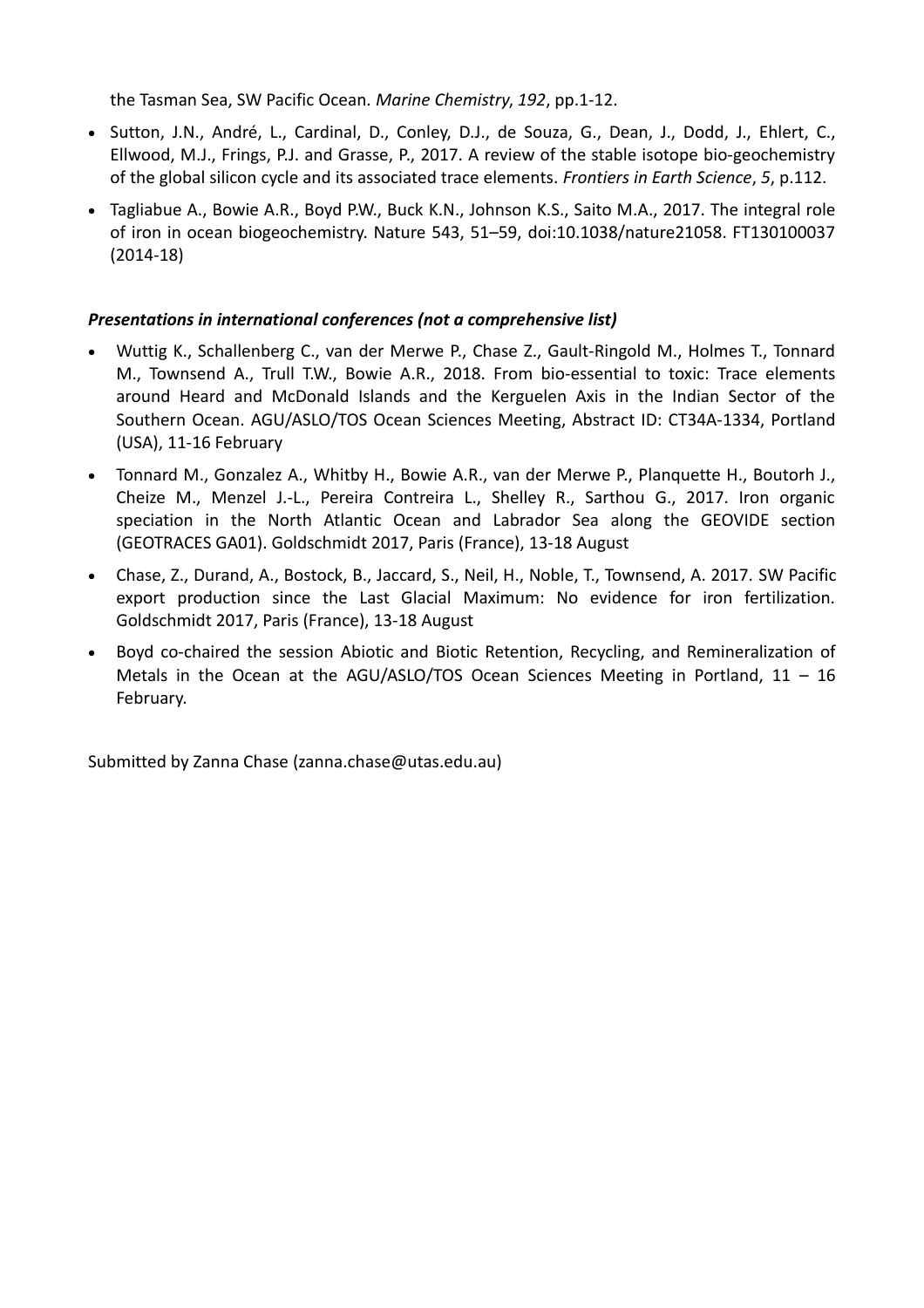the Tasman Sea, SW Pacific Ocean. *Marine Chemistry*, *192*, pp.1-12.

- Sutton, J.N., André, L., Cardinal, D., Conley, D.J., de Souza, G., Dean, J., Dodd, J., Ehlert, C., Ellwood, M.J., Frings, P.J. and Grasse, P., 2017. A review of the stable isotope bio-geochemistry of the global silicon cycle and its associated trace elements. *Frontiers in Earth Science*, *5*, p.112.
- Tagliabue A., Bowie A.R., Boyd P.W., Buck K.N., Johnson K.S., Saito M.A., 2017. The integral role of iron in ocean biogeochemistry. Nature 543, 51–59, doi:10.1038/nature21058. FT130100037 (2014-18)

***Presentations in international conferences (not a comprehensive list)***

- Wuttig K., Schallenberg C., van der Merwe P., Chase Z., Gault-Ringold M., Holmes T., Tonnard M., Townsend A., Trull T.W., Bowie A.R., 2018. From bio-essential to toxic: Trace elements around Heard and McDonald Islands and the Kerguelen Axis in the Indian Sector of the Southern Ocean. AGU/ASLO/TOS Ocean Sciences Meeting, Abstract ID: CT34A-1334, Portland (USA), 11-16 February
- Tonnard M., Gonzalez A., Whitby H., Bowie A.R., van der Merwe P., Planquette H., Boutorh J., Cheize M., Menzel J.-L., Pereira Contreira L., Shelley R., Sarthou G., 2017. Iron organic speciation in the North Atlantic Ocean and Labrador Sea along the GEOVIDE section (GEOTRACES GA01). Goldschmidt 2017, Paris (France), 13-18 August
- Chase, Z., Durand, A., Bostock, B., Jaccard, S., Neil, H., Noble, T., Townsend, A. 2017. SW Pacific export production since the Last Glacial Maximum: No evidence for iron fertilization. Goldschmidt 2017, Paris (France), 13-18 August
- Boyd co-chaired the session Abiotic and Biotic Retention, Recycling, and Remineralization of Metals in the Ocean at the AGU/ASLO/TOS Ocean Sciences Meeting in Portland, 11 – 16 February.

Submitted by Zanna Chase (zanna.chase@utas.edu.au)